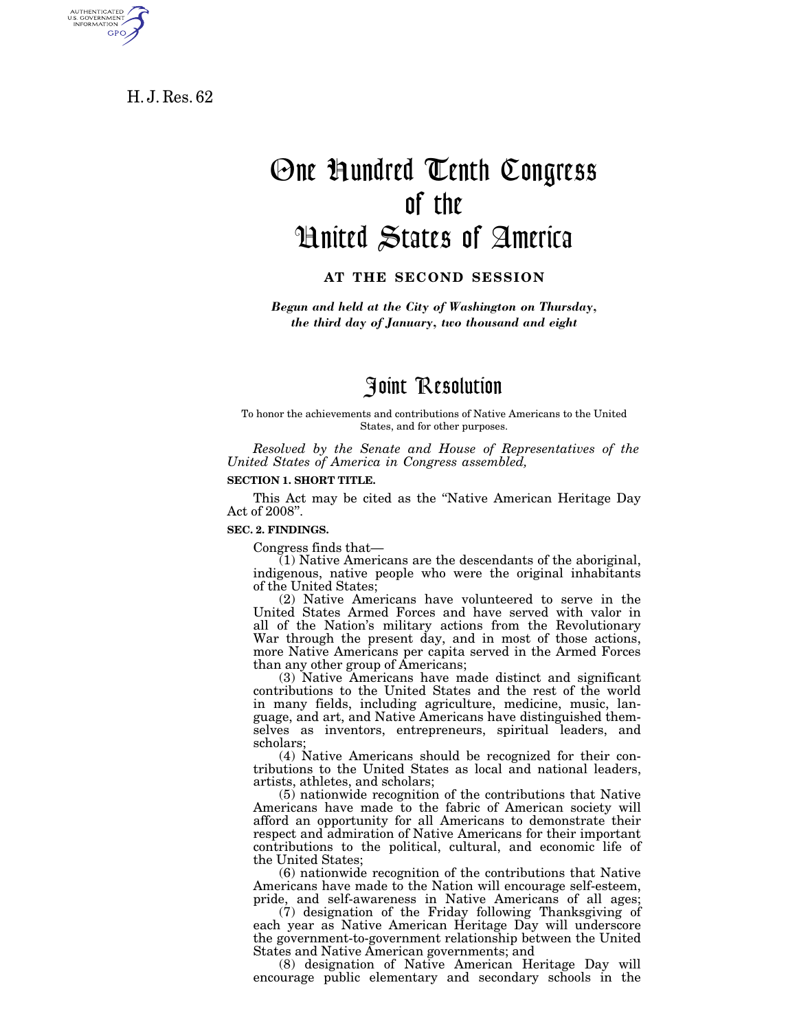H. J. Res. 62

# One Hundred Tenth Congress of the United States of America

**AT THE SECOND SESSION**

*Begun and held at the City of Washington on Thursday, the third day of January, two thousand and eight*

# Joint Resolution

To honor the achievements and contributions of Native Americans to the United States, and for other purposes.

*Resolved by the Senate and House of Representatives of the United States of America in Congress assembled,*

**SECTION 1. SHORT TITLE.**

This Act may be cited as the "Native American Heritage Day Act of 2008".

**SEC. 2. FINDINGS.**

Congress finds that—

(1) Native Americans are the descendants of the aboriginal, indigenous, native people who were the original inhabitants of the United States;

(2) Native Americans have volunteered to serve in the United States Armed Forces and have served with valor in all of the Nation's military actions from the Revolutionary War through the present day, and in most of those actions, more Native Americans per capita served in the Armed Forces than any other group of Americans;

(3) Native Americans have made distinct and significant contributions to the United States and the rest of the world in many fields, including agriculture, medicine, music, language, and art, and Native Americans have distinguished themselves as inventors, entrepreneurs, spiritual leaders, and scholars;

(4) Native Americans should be recognized for their contributions to the United States as local and national leaders, artists, athletes, and scholars;

(5) nationwide recognition of the contributions that Native Americans have made to the fabric of American society will afford an opportunity for all Americans to demonstrate their respect and admiration of Native Americans for their important contributions to the political, cultural, and economic life of the United States;

(6) nationwide recognition of the contributions that Native Americans have made to the Nation will encourage self-esteem, pride, and self-awareness in Native Americans of all ages;

(7) designation of the Friday following Thanksgiving of each year as Native American Heritage Day will underscore the government-to-government relationship between the United States and Native American governments; and

(8) designation of Native American Heritage Day will encourage public elementary and secondary schools in the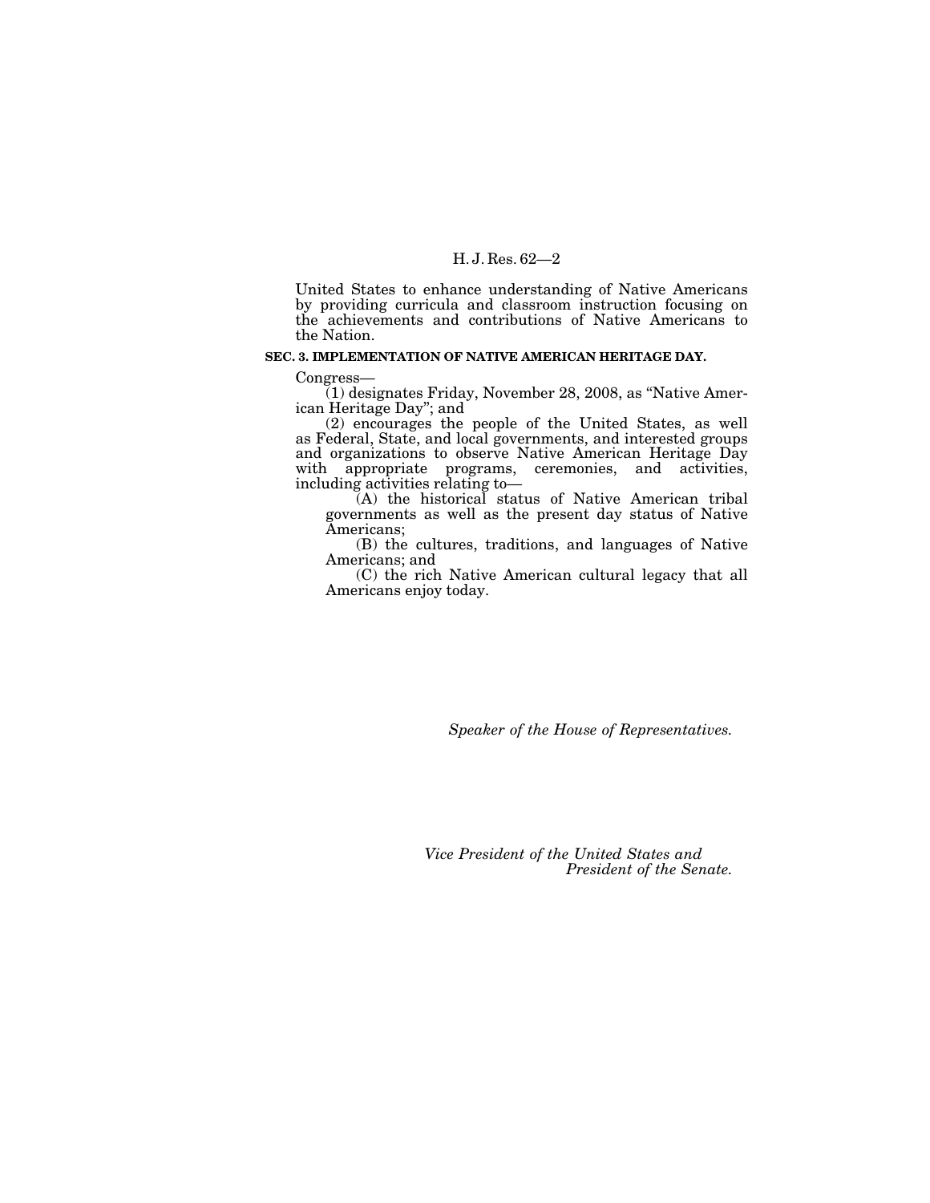United States to enhance understanding of Native Americans by providing curricula and classroom instruction focusing on the achievements and contributions of Native Americans to the Nation.

**SEC. 3. IMPLEMENTATION OF NATIVE AMERICAN HERITAGE DAY.**

Congress—

(1) designates Friday, November 28, 2008, as "Native American Heritage Day"; and

(2) encourages the people of the United States, as well as Federal, State, and local governments, and interested groups and organizations to observe Native American Heritage Day with appropriate programs, ceremonies, and activities, including activities relating to—

(A) the historical status of Native American tribal governments as well as the present day status of Native Americans;

(B) the cultures, traditions, and languages of Native Americans; and

(C) the rich Native American cultural legacy that all Americans enjoy today.

*Speaker of the House of Representatives.*

*Vice President of the United States and President of the Senate.*